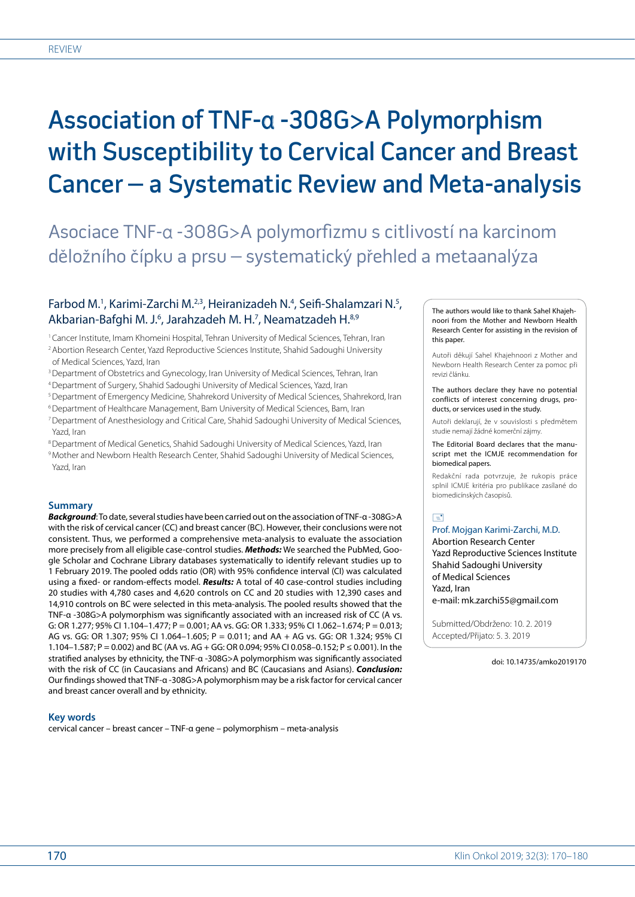REVIEW

# Association of TNF-α -308G>A Polymorphism with Susceptibility to Cervical Cancer and Breast Cancer – a Systematic Review and Meta-analysis

## Asociace TNF-α -308G>A polymorfizmu s citlivostí na karcinom děložního čípku a prsu – systematický přehled a metaanalýza

Farbod M.[1], Karimi-Zarchi M.[2,3], Heiranizadeh N.[4], Seifi-Shalamzari N.[5], Akbarian-Bafghi M. J.[6], Jarahzadeh M. H.[7], Neamatzadeh H.[8,9]

[1] Cancer Institute, Imam Khomeini Hospital, Tehran University of Medical Sciences, Tehran, Iran
[2] Abortion Research Center, Yazd Reproductive Sciences Institute, Shahid Sadoughi University of Medical Sciences, Yazd, Iran
[3] Department of Obstetrics and Gynecology, Iran University of Medical Sciences, Tehran, Iran
[4] Department of Surgery, Shahid Sadoughi University of Medical Sciences, Yazd, Iran
[5] Department of Emergency Medicine, Shahrekord University of Medical Sciences, Shahrekord, Iran
[6] Department of Healthcare Management, Bam University of Medical Sciences, Bam, Iran
[7] Department of Anesthesiology and Critical Care, Shahid Sadoughi University of Medical Sciences, Yazd, Iran
[8] Department of Medical Genetics, Shahid Sadoughi University of Medical Sciences, Yazd, Iran
[9] Mother and Newborn Health Research Center, Shahid Sadoughi University of Medical Sciences, Yazd, Iran

### Summary

***Background***: To date, several studies have been carried out on the association of TNF-α -308G>A with the risk of cervical cancer (CC) and breast cancer (BC). However, their conclusions were not consistent. Thus, we performed a comprehensive meta-analysis to evaluate the association more precisely from all eligible case-control studies. ***Methods:*** We searched the PubMed, Google Scholar and Cochrane Library databases systematically to identify relevant studies up to 1 February 2019. The pooled odds ratio (OR) with 95% confidence interval (CI) was calculated using a fixed- or random-effects model. ***Results:*** A total of 40 case-control studies including 20 studies with 4,780 cases and 4,620 controls on CC and 20 studies with 12,390 cases and 14,910 controls on BC were selected in this meta-analysis. The pooled results showed that the TNF-α -308G>A polymorphism was significantly associated with an increased risk of CC (A vs. G: OR 1.277; 95% CI 1.104–1.477; P = 0.001; AA vs. GG: OR 1.333; 95% CI 1.062–1.674; P = 0.013; AG vs. GG: OR 1.307; 95% CI 1.064–1.605; P = 0.011; and AA + AG vs. GG: OR 1.324; 95% CI 1.104–1.587; P = 0.002) and BC (AA vs. AG + GG: OR 0.094; 95% CI 0.058–0.152; P ≤ 0.001). In the stratified analyses by ethnicity, the TNF-α -308G>A polymorphism was significantly associated with the risk of CC (in Caucasians and Africans) and BC (Caucasians and Asians). ***Conclusion:*** Our findings showed that TNF-α -308G>A polymorphism may be a risk factor for cervical cancer and breast cancer overall and by ethnicity.

### Key words

cervical cancer – breast cancer – TNF-α gene – polymorphism – meta-analysis

The authors would like to thank Sahel Khajehnoori from the Mother and Newborn Health Research Center for assisting in the revision of this paper.

Autoři děkují Sahel Khajehnoori z Mother and Newborn Health Research Center za pomoc při revizi článku.

The authors declare they have no potential conflicts of interest concerning drugs, products, or services used in the study.

Autoři deklarují, že v souvislosti s předmětem studie nemají žádné komerční zájmy.

The Editorial Board declares that the manuscript met the ICMJE recommendation for biomedical papers.

Redakční rada potvrzuje, že rukopis práce splnil ICMJE kritéria pro publikace zasílané do biomedicínských časopisů.

Prof. Mojgan Karimi-Zarchi, M.D.
Abortion Research Center
Yazd Reproductive Sciences Institute
Shahid Sadoughi University of Medical Sciences
Yazd, Iran
e-mail: mk.zarchi55@gmail.com

Submitted/Obdrženo: 10. 2. 2019
Accepted/Přijato: 5. 3. 2019

doi: 10.14735/amko2019170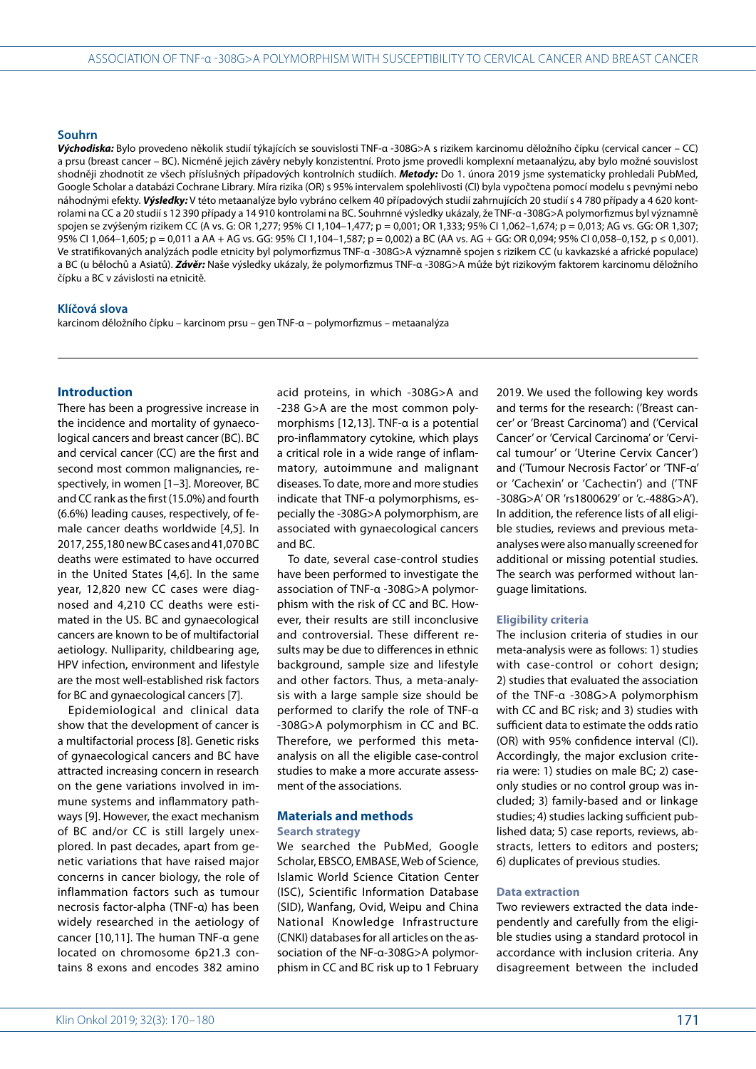## Souhrn

***Východiska:*** Bylo provedeno několik studií týkajících se souvislosti TNF-α -308G>A s rizikem karcinomu děložního čípku (cervical cancer – CC) a prsu (breast cancer – BC). Nicméně jejich závěry nebyly konzistentní. Proto jsme provedli komplexní metaanalýzu, aby bylo možné souvislost shodněji zhodnotit ze všech příslušných případových kontrolních studiích. ***Metody:*** Do 1. února 2019 jsme systematicky prohledali PubMed, Google Scholar a databázi Cochrane Library. Míra rizika (OR) s 95% intervalem spolehlivosti (CI) byla vypočtena pomocí modelu s pevnými nebo náhodnými efekty. ***Výsledky:*** V této metaanalýze bylo vybráno celkem 40 případových studií zahrnujících 20 studií s 4 780 případy a 4 620 kontrolami na CC a 20 studií s 12 390 případy a 14 910 kontrolami na BC. Souhrnné výsledky ukázaly, že TNF-α -308G>A polymorfizmus byl významně spojen se zvýšeným rizikem CC (A vs. G: OR 1,277; 95% CI 1,104–1,477; p = 0,001; OR 1,333; 95% CI 1,062–1,674; p = 0,013; AG vs. GG: OR 1,307; 95% CI 1,064–1,605; p = 0,011 a AA + AG vs. GG: 95% CI 1,104–1,587; p = 0,002) a BC (AA vs. AG + GG: OR 0,094; 95% CI 0,058–0,152, p ≤ 0,001). Ve stratifikovaných analýzách podle etnicity byl polymorfizmus TNF-α -308G>A významně spojen s rizikem CC (u kavkazské a africké populace) a BC (u bělochů a Asiatů). ***Závěr:*** Naše výsledky ukázaly, že polymorfizmus TNF-α -308G>A může být rizikovým faktorem karcinomu děložního čípku a BC v závislosti na etnicitě.

## Klíčová slova

karcinom děložního čípku – karcinom prsu – gen TNF-α – polymorfizmus – metaanalýza

## Introduction

There has been a progressive increase in the incidence and mortality of gynaecological cancers and breast cancer (BC). BC and cervical cancer (CC) are the first and second most common malignancies, respectively, in women [1–3]. Moreover, BC and CC rank as the first (15.0%) and fourth (6.6%) leading causes, respectively, of female cancer deaths worldwide [4,5]. In 2017, 255,180 new BC cases and 41,070 BC deaths were estimated to have occurred in the United States [4,6]. In the same year, 12,820 new CC cases were diagnosed and 4,210 CC deaths were estimated in the US. BC and gynaecological cancers are known to be of multifactorial aetiology. Nulliparity, childbearing age, HPV infection, environment and lifestyle are the most well-established risk factors for BC and gynaecological cancers [7].

Epidemiological and clinical data show that the development of cancer is a multifactorial process [8]. Genetic risks of gynaecological cancers and BC have attracted increasing concern in research on the gene variations involved in immune systems and inflammatory pathways [9]. However, the exact mechanism of BC and/or CC is still largely unexplored. In past decades, apart from genetic variations that have raised major concerns in cancer biology, the role of inflammation factors such as tumour necrosis factor-alpha (TNF-α) has been widely researched in the aetiology of cancer [10,11]. The human TNF-α gene located on chromosome 6p21.3 contains 8 exons and encodes 382 amino acid proteins, in which -308G>A and -238 G>A are the most common polymorphisms [12,13]. TNF-α is a potential pro-inflammatory cytokine, which plays a critical role in a wide range of inflammatory, autoimmune and malignant diseases. To date, more and more studies indicate that TNF-α polymorphisms, especially the -308G>A polymorphism, are associated with gynaecological cancers and BC.

To date, several case-control studies have been performed to investigate the association of TNF-α -308G>A polymorphism with the risk of CC and BC. However, their results are still inconclusive and controversial. These different results may be due to differences in ethnic background, sample size and lifestyle and other factors. Thus, a meta-analysis with a large sample size should be performed to clarify the role of TNF-α -308G>A polymorphism in CC and BC. Therefore, we performed this meta-analysis on all the eligible case-control studies to make a more accurate assessment of the associations.

## Materials and methods

### Search strategy

We searched the PubMed, Google Scholar, EBSCO, EMBASE, Web of Science, Islamic World Science Citation Center (ISC), Scientific Information Database (SID), Wanfang, Ovid, Weipu and China National Knowledge Infrastructure (CNKI) databases for all articles on the association of the NF-α-308G>A polymorphism in CC and BC risk up to 1 February 2019. We used the following key words and terms for the research: ('Breast cancer' or 'Breast Carcinoma') and ('Cervical Cancer' or 'Cervical Carcinoma' or 'Cervical tumour' or 'Uterine Cervix Cancer') and ('Tumour Necrosis Factor' or 'TNF-α' or 'Cachexin' or 'Cachectin') and ('TNF -308G>A' OR 'rs1800629' or 'c.-488G>A'). In addition, the reference lists of all eligible studies, reviews and previous meta-analyses were also manually screened for additional or missing potential studies. The search was performed without language limitations.

### Eligibility criteria

The inclusion criteria of studies in our meta-analysis were as follows: 1) studies with case-control or cohort design; 2) studies that evaluated the association of the TNF-α -308G>A polymorphism with CC and BC risk; and 3) studies with sufficient data to estimate the odds ratio (OR) with 95% confidence interval (CI). Accordingly, the major exclusion criteria were: 1) studies on male BC; 2) case-only studies or no control group was included; 3) family-based and or linkage studies; 4) studies lacking sufficient published data; 5) case reports, reviews, abstracts, letters to editors and posters; 6) duplicates of previous studies.

### Data extraction

Two reviewers extracted the data independently and carefully from the eligible studies using a standard protocol in accordance with inclusion criteria. Any disagreement between the included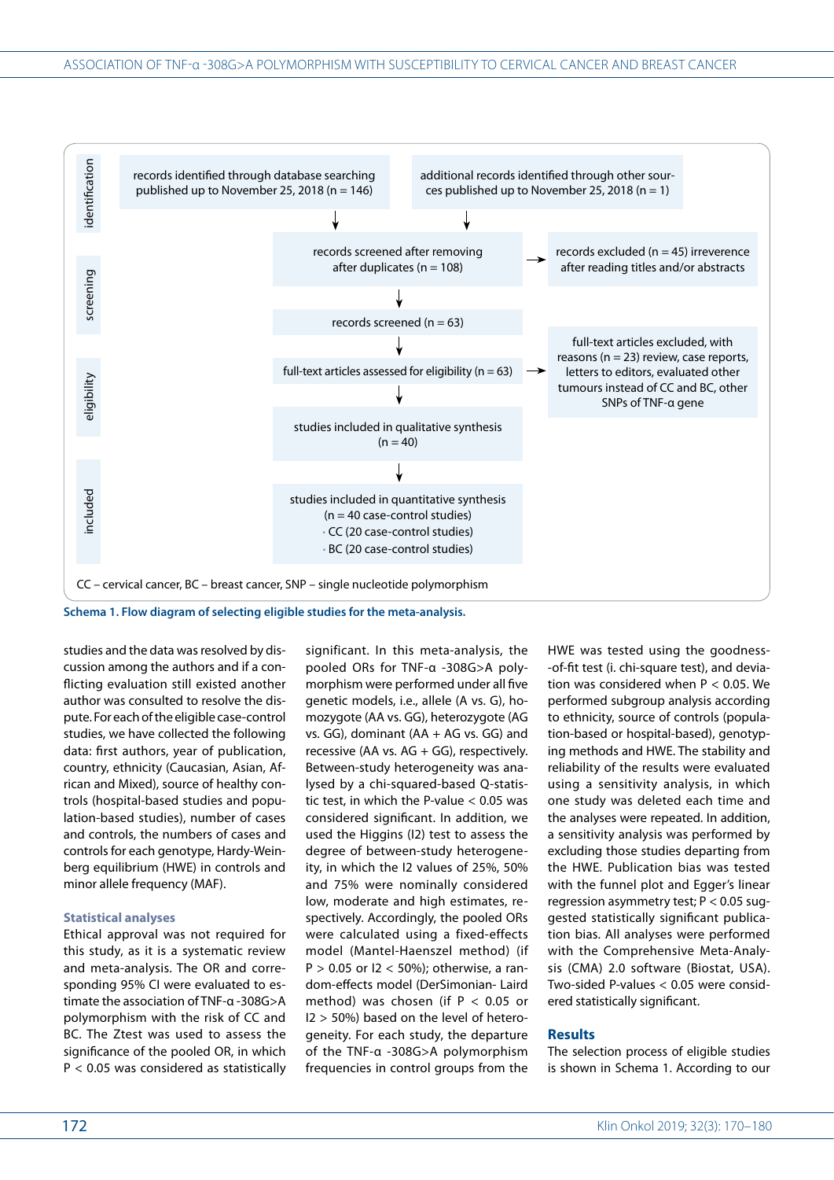identification

records identified through database searching published up to November 25, 2018 (n = 146)

additional records identified through other sources published up to November 25, 2018 (n = 1)

screening

records screened after removing after duplicates (n = 108)

records excluded (n = 45) irreverence after reading titles and/or abstracts

records screened (n = 63)

eligibility

full-text articles assessed for eligibility (n = 63)

full-text articles excluded, with reasons (n = 23) review, case reports, letters to editors, evaluated other tumours instead of CC and BC, other SNPs of TNF-α gene

studies included in qualitative synthesis (n = 40)

included

studies included in quantitative synthesis (n = 40 case-control studies)
- CC (20 case-control studies)
- BC (20 case-control studies)

CC – cervical cancer, BC – breast cancer, SNP – single nucleotide polymorphism

**Schema 1. Flow diagram of selecting eligible studies for the meta-analysis.**

studies and the data was resolved by discussion among the authors and if a conflicting evaluation still existed another author was consulted to resolve the dispute. For each of the eligible case-control studies, we have collected the following data: first authors, year of publication, country, ethnicity (Caucasian, Asian, African and Mixed), source of healthy controls (hospital-based studies and population-based studies), number of cases and controls, the numbers of cases and controls for each genotype, Hardy-Weinberg equilibrium (HWE) in controls and minor allele frequency (MAF).

### Statistical analyses

Ethical approval was not required for this study, as it is a systematic review and meta-analysis. The OR and corresponding 95% CI were evaluated to estimate the association of TNF-α -308G>A polymorphism with the risk of CC and BC. The Ztest was used to assess the significance of the pooled OR, in which $P < 0.05$ was considered as statistically significant. In this meta-analysis, the pooled ORs for TNF-α -308G>A polymorphism were performed under all five genetic models, i.e., allele (A vs. G), homozygote (AA vs. GG), heterozygote (AG vs. GG), dominant (AA + AG vs. GG) and recessive (AA vs. AG + GG), respectively. Between-study heterogeneity was analysed by a chi-squared-based Q-statistic test, in which the P-value < 0.05 was considered significant. In addition, we used the Higgins (I2) test to assess the degree of between-study heterogeneity, in which the I2 values of 25%, 50% and 75% were nominally considered low, moderate and high estimates, respectively. Accordingly, the pooled ORs were calculated using a fixed-effects model (Mantel-Haenszel method) (if $P > 0.05$ or $I2 < 50\%$); otherwise, a random-effects model (DerSimonian- Laird method) was chosen (if $P < 0.05$ or $I2 > 50\%$) based on the level of heterogeneity. For each study, the departure of the TNF-α -308G>A polymorphism frequencies in control groups from the HWE was tested using the goodness-of-fit test (i. chi-square test), and deviation was considered when $P < 0.05$. We performed subgroup analysis according to ethnicity, source of controls (population-based or hospital-based), genotyping methods and HWE. The stability and reliability of the results were evaluated using a sensitivity analysis, in which one study was deleted each time and the analyses were repeated. In addition, a sensitivity analysis was performed by excluding those studies departing from the HWE. Publication bias was tested with the funnel plot and Egger's linear regression asymmetry test; $P < 0.05$ suggested statistically significant publication bias. All analyses were performed with the Comprehensive Meta-Analysis (CMA) 2.0 software (Biostat, USA). Two-sided P-values < 0.05 were considered statistically significant.

## Results

The selection process of eligible studies is shown in Schema 1. According to our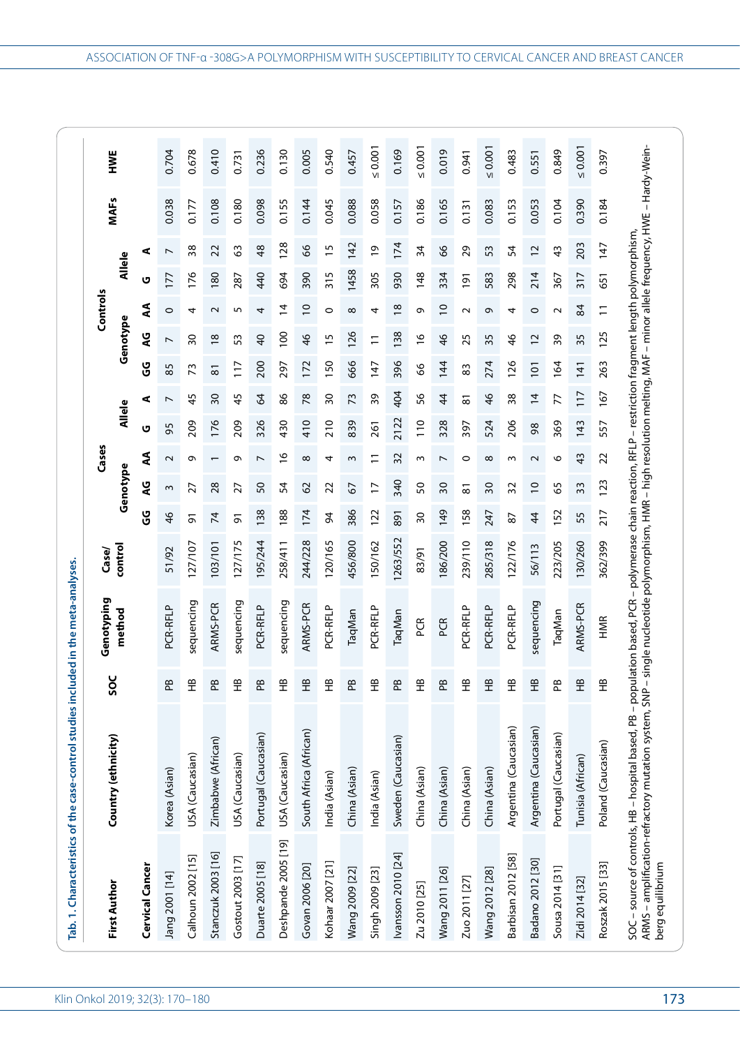**Tab. 1. Characteristics of the case-control studies included in the meta-analyses.**

| First Author | Country (ethnicity) | SOC | Genotyping method | Case/control | Cases | | | | | Controls | | | | | MAFs | HWE |
|---|---|---|---|---|---|---|---|---|---|---|---|---|---|---|---|---|
| | | | | | Genotype | | | Allele | | Genotype | | | Allele | | | |
| | | | | | GG | AG | AA | G | A | GG | AG | AA | G | A | | |
| **Cervical Cancer** | | | | | | | | | | | | | | | | |
| Jang 2001 [14] | Korea (Asian) | PB | PCR-RFLP | 51/92 | 46 | 3 | 2 | 95 | 7 | 85 | 7 | 0 | 177 | 7 | 0.038 | 0.704 |
| Calhoun 2002 [15] | USA (Caucasian) | HB | sequencing | 127/107 | 91 | 27 | 9 | 209 | 45 | 73 | 30 | 4 | 176 | 38 | 0.177 | 0.678 |
| Stanczuk 2003 [16] | Zimbabwe (African) | PB | ARMS-PCR | 103/101 | 74 | 28 | 1 | 176 | 30 | 81 | 18 | 2 | 180 | 22 | 0.108 | 0.410 |
| Gostout 2003 [17] | USA (Caucasian) | HB | sequencing | 127/175 | 91 | 27 | 9 | 209 | 45 | 117 | 53 | 5 | 287 | 63 | 0.180 | 0.731 |
| Duarte 2005 [18] | Portugal (Caucasian) | PB | PCR-RFLP | 195/244 | 138 | 50 | 7 | 326 | 64 | 200 | 40 | 4 | 440 | 48 | 0.098 | 0.236 |
| Deshpande 2005 [19] | USA (Caucasian) | HB | sequencing | 258/411 | 188 | 54 | 16 | 430 | 86 | 297 | 100 | 14 | 694 | 128 | 0.155 | 0.130 |
| Govan 2006 [20] | South Africa (African) | HB | ARMS-PCR | 244/228 | 174 | 62 | 8 | 410 | 78 | 172 | 46 | 10 | 390 | 66 | 0.144 | 0.005 |
| Kohaar 2007 [21] | India (Asian) | HB | PCR-RFLP | 120/165 | 94 | 22 | 4 | 210 | 30 | 150 | 15 | 0 | 315 | 15 | 0.045 | 0.540 |
| Wang 2009 [22] | China (Asian) | PB | TaqMan | 456/800 | 386 | 67 | 3 | 839 | 73 | 666 | 126 | 8 | 1458 | 142 | 0.088 | 0.457 |
| Singh 2009 [23] | India (Asian) | HB | PCR-RFLP | 150/162 | 122 | 17 | 11 | 261 | 39 | 147 | 11 | 4 | 305 | 19 | 0.058 | ≤ 0.001 |
| Ivansson 2010 [24] | Sweden (Caucasian) | PB | TaqMan | 1263/552 | 891 | 340 | 32 | 2122 | 404 | 396 | 138 | 18 | 930 | 174 | 0.157 | 0.169 |
| Zu 2010 [25] | China (Asian) | HB | PCR | 83/91 | 30 | 50 | 3 | 110 | 56 | 66 | 16 | 9 | 148 | 34 | 0.186 | ≤ 0.001 |
| Wang 2011 [26] | China (Asian) | PB | PCR | 186/200 | 149 | 30 | 7 | 328 | 44 | 144 | 46 | 10 | 334 | 66 | 0.165 | 0.019 |
| Zuo 2011 [27] | China (Asian) | HB | PCR-RFLP | 239/110 | 158 | 81 | 0 | 397 | 81 | 83 | 25 | 2 | 191 | 29 | 0.131 | 0.941 |
| Wang 2012 [28] | China (Asian) | HB | PCR-RFLP | 285/318 | 247 | 30 | 8 | 524 | 46 | 274 | 35 | 9 | 583 | 53 | 0.083 | ≤ 0.001 |
| Barbisan 2012 [58] | Argentina (Caucasian) | HB | PCR-RFLP | 122/176 | 87 | 32 | 3 | 206 | 38 | 126 | 46 | 4 | 298 | 54 | 0.153 | 0.483 |
| Badano 2012 [30] | Argentina (Caucasian) | HB | sequencing | 56/113 | 44 | 10 | 2 | 98 | 14 | 101 | 12 | 0 | 214 | 12 | 0.053 | 0.551 |
| Sousa 2014 [31] | Portugal (Caucasian) | PB | TaqMan | 223/205 | 152 | 65 | 6 | 369 | 77 | 164 | 39 | 2 | 367 | 43 | 0.104 | 0.849 |
| Zidi 2014 [32] | Tunisia (African) | HB | ARMS-PCR | 130/260 | 55 | 33 | 43 | 143 | 117 | 141 | 35 | 84 | 317 | 203 | 0.390 | ≤ 0.001 |
| Roszak 2015 [33] | Poland (Caucasian) | HB | HMR | 362/399 | 217 | 123 | 22 | 557 | 167 | 263 | 125 | 11 | 651 | 147 | 0.184 | 0.397 |

SOC – source of controls, HB – hospital based, PB – population based, PCR – polymerase chain reaction, RFLP – restriction fragment length polymorphism, ARMS – amplification-refractory mutation system, SNP – single nucleotide polymorphism, HMR – high resolution melting, MAF – minor allele frequency, HWE – Hardy-Weinberg equilibrium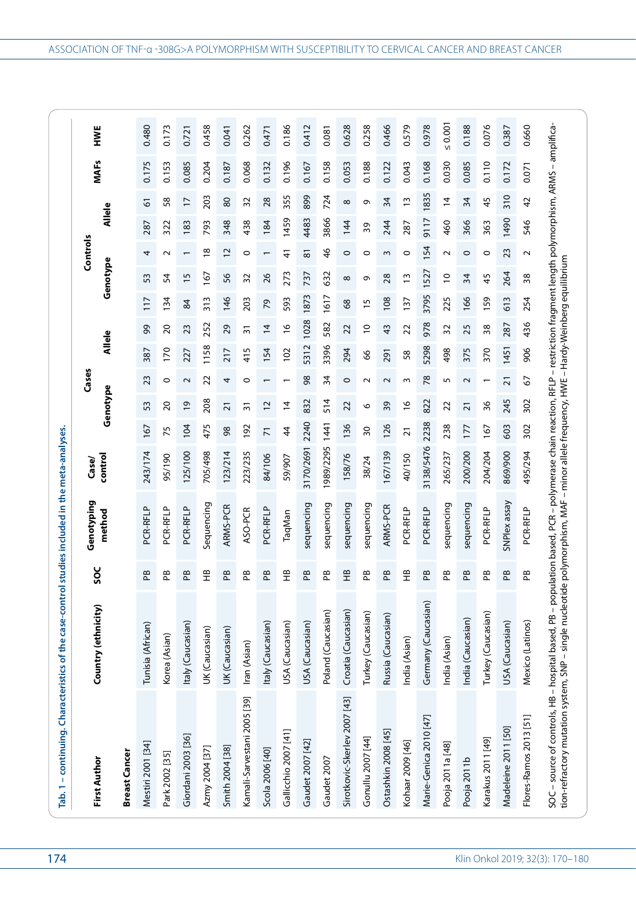Tab. 1 – continuing. Characteristics of the case-control studies included in the meta-analyses.

| First Author | Country (ethnicity) | SOC | Genotyping method | Case/control | Cases | | | | | Controls | | | | | MAFs | HWE |
|---|---|---|---|---|---|---|---|---|---|---|---|---|---|---|---|---|
| | | | | | Genotype | | | Allele | | Genotype | | | Allele | | | |
| **Breast Cancer** | | | | | | | | | | | | | | | | |
| Mestiri 2001 [34] | Tunisia (African) | PB | PCR-RFLP | 243/174 | 167 | 53 | 23 | 387 | 99 | 117 | 53 | 4 | 287 | 61 | 0.175 | 0.480 |
| Park 2002 [35] | Korea (Asian) | PB | PCR-RFLP | 95/190 | 75 | 20 | 0 | 170 | 20 | 134 | 54 | 2 | 322 | 58 | 0.153 | 0.173 |
| Giordani 2003 [36] | Italy (Caucasian) | PB | PCR-RFLP | 125/100 | 104 | 19 | 2 | 227 | 23 | 84 | 15 | 1 | 183 | 17 | 0.085 | 0.721 |
| Azmy 2004 [37] | UK (Caucasian) | HB | Sequencing | 705/498 | 475 | 208 | 22 | 1158 | 252 | 313 | 167 | 18 | 793 | 203 | 0.204 | 0.458 |
| Smith 2004 [38] | UK (Caucasian) | PB | ARMS-PCR | 123/214 | 98 | 21 | 4 | 217 | 29 | 146 | 56 | 12 | 348 | 80 | 0.187 | 0.041 |
| Kamali-Sarvestani 2005 [39] | Iran (Asian) | PB | ASO-PCR | 223/235 | 192 | 31 | 0 | 415 | 31 | 203 | 32 | 0 | 438 | 32 | 0.068 | 0.262 |
| Scola 2006 [40] | Italy (Caucasian) | PB | PCR-RFLP | 84/106 | 71 | 12 | 1 | 154 | 14 | 79 | 26 | 1 | 184 | 28 | 0.132 | 0.471 |
| Gallicchio 2007 [41] | USA (Caucasian) | HB | TaqMan | 59/907 | 44 | 14 | 1 | 102 | 16 | 593 | 273 | 41 | 1459 | 355 | 0.196 | 0.186 |
| Gaudet 2007 [42] | USA (Caucasian) | PB | sequencing | 3170/2691 | 2240 | 832 | 98 | 5312 | 1028 | 1873 | 737 | 81 | 4483 | 899 | 0.167 | 0.412 |
| Gaudet 2007 | Poland (Caucasian) | PB | sequencing | 1989/2295 | 1441 | 514 | 34 | 3396 | 582 | 1617 | 632 | 46 | 3866 | 724 | 0.158 | 0.081 |
| Sirotkovic-Skerlev 2007 [43] | Croatia (Caucasian) | HB | sequencing | 158/76 | 136 | 22 | 0 | 294 | 22 | 68 | 8 | 0 | 144 | 8 | 0.053 | 0.628 |
| Gonullu 2007 [44] | Turkey (Caucasian) | PB | sequencing | 38/24 | 30 | 6 | 2 | 66 | 10 | 15 | 9 | 0 | 39 | 9 | 0.188 | 0.258 |
| Ostashkin 2008 [45] | Russia (Caucasian) | PB | ARMS-PCR | 167/139 | 126 | 39 | 2 | 291 | 43 | 108 | 28 | 3 | 244 | 34 | 0.122 | 0.466 |
| Kohaar 2009 [46] | India (Asian) | HB | PCR-RFLP | 40/150 | 21 | 16 | 3 | 58 | 22 | 137 | 13 | 0 | 287 | 13 | 0.043 | 0.579 |
| Marie-Genica 2010 [47] | Germany (Caucasian) | PB | PCR-RFLP | 3138/5476 | 2238 | 822 | 78 | 5298 | 978 | 3795 | 1527 | 154 | 9117 | 1835 | 0.168 | 0.978 |
| Pooja 2011a [48] | India (Asian) | PB | sequencing | 265/237 | 238 | 22 | 5 | 498 | 32 | 225 | 10 | 2 | 460 | 14 | 0.030 | ≤ 0.001 |
| Pooja 2011b | India (Caucasian) | PB | sequencing | 200/200 | 177 | 21 | 2 | 375 | 25 | 166 | 34 | 0 | 366 | 34 | 0.085 | 0.188 |
| Karakus 2011 [49] | Turkey (Caucasian) | PB | PCR-RFLP | 204/204 | 167 | 36 | 1 | 370 | 38 | 159 | 45 | 0 | 363 | 45 | 0.110 | 0.076 |
| Madeleine 2011 [50] | USA (Caucasian) | PB | SNPlex assay | 869/900 | 603 | 245 | 21 | 1451 | 287 | 613 | 264 | 23 | 1490 | 310 | 0.172 | 0.387 |
| Flores-Ramos 2013 [51] | Mexico (Latinos) | PB | PCR-RFLP | 495/294 | 302 | 302 | 67 | 906 | 436 | 254 | 38 | 2 | 546 | 42 | 0.071 | 0.660 |

SOC – source of controls, HB – hospital based, PB – population based, PCR – polymerase chain reaction, RFLP – restriction fragment length polymorphism, ARMS – amplification-refractory mutation system, SNP – single nucleotide polymorphism, MAF – minor allele frequency, HWE – Hardy-Weinberg equilibrium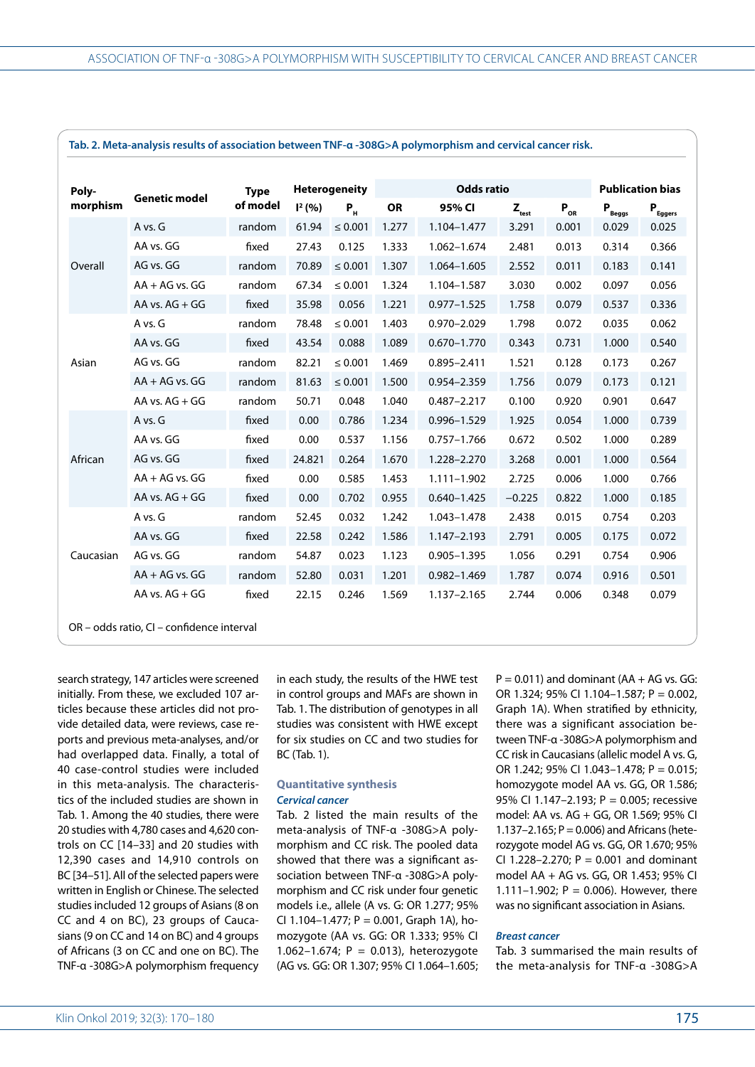**Tab. 2. Meta-analysis results of association between TNF-α -308G>A polymorphism and cervical cancer risk.**

| Polymorphism | Genetic model | Type of model | Heterogeneity | | Odds ratio | | | | Publication bias | |
|---|---|---|---|---|---|---|---|---|---|---|
| | | | $I^2$ (%) | $P_H$ | OR | 95% CI | $Z_{test}$ | $P_{OR}$ | $P_{Beggs}$ | $P_{Eggers}$ |
| Overall | A vs. G | random | 61.94 | ≤ 0.001 | 1.277 | 1.104–1.477 | 3.291 | 0.001 | 0.029 | 0.025 |
| | AA vs. GG | fixed | 27.43 | 0.125 | 1.333 | 1.062–1.674 | 2.481 | 0.013 | 0.314 | 0.366 |
| | AG vs. GG | random | 70.89 | ≤ 0.001 | 1.307 | 1.064–1.605 | 2.552 | 0.011 | 0.183 | 0.141 |
| | AA + AG vs. GG | random | 67.34 | ≤ 0.001 | 1.324 | 1.104–1.587 | 3.030 | 0.002 | 0.097 | 0.056 |
| | AA vs. AG + GG | fixed | 35.98 | 0.056 | 1.221 | 0.977–1.525 | 1.758 | 0.079 | 0.537 | 0.336 |
| Asian | A vs. G | random | 78.48 | ≤ 0.001 | 1.403 | 0.970–2.029 | 1.798 | 0.072 | 0.035 | 0.062 |
| | AA vs. GG | fixed | 43.54 | 0.088 | 1.089 | 0.670–1.770 | 0.343 | 0.731 | 1.000 | 0.540 |
| | AG vs. GG | random | 82.21 | ≤ 0.001 | 1.469 | 0.895–2.411 | 1.521 | 0.128 | 0.173 | 0.267 |
| | AA + AG vs. GG | random | 81.63 | ≤ 0.001 | 1.500 | 0.954–2.359 | 1.756 | 0.079 | 0.173 | 0.121 |
| | AA vs. AG + GG | random | 50.71 | 0.048 | 1.040 | 0.487–2.217 | 0.100 | 0.920 | 0.901 | 0.647 |
| African | A vs. G | fixed | 0.00 | 0.786 | 1.234 | 0.996–1.529 | 1.925 | 0.054 | 1.000 | 0.739 |
| | AA vs. GG | fixed | 0.00 | 0.537 | 1.156 | 0.757–1.766 | 0.672 | 0.502 | 1.000 | 0.289 |
| | AG vs. GG | fixed | 24.821 | 0.264 | 1.670 | 1.228–2.270 | 3.268 | 0.001 | 1.000 | 0.564 |
| | AA + AG vs. GG | fixed | 0.00 | 0.585 | 1.453 | 1.111–1.902 | 2.725 | 0.006 | 1.000 | 0.766 |
| | AA vs. AG + GG | fixed | 0.00 | 0.702 | 0.955 | 0.640–1.425 | −0.225 | 0.822 | 1.000 | 0.185 |
| Caucasian | A vs. G | random | 52.45 | 0.032 | 1.242 | 1.043–1.478 | 2.438 | 0.015 | 0.754 | 0.203 |
| | AA vs. GG | fixed | 22.58 | 0.242 | 1.586 | 1.147–2.193 | 2.791 | 0.005 | 0.175 | 0.072 |
| | AG vs. GG | random | 54.87 | 0.023 | 1.123 | 0.905–1.395 | 1.056 | 0.291 | 0.754 | 0.906 |
| | AA + AG vs. GG | random | 52.80 | 0.031 | 1.201 | 0.982–1.469 | 1.787 | 0.074 | 0.916 | 0.501 |
| | AA vs. AG + GG | fixed | 22.15 | 0.246 | 1.569 | 1.137–2.165 | 2.744 | 0.006 | 0.348 | 0.079 |

OR – odds ratio, CI – confidence interval

search strategy, 147 articles were screened initially. From these, we excluded 107 articles because these articles did not provide detailed data, were reviews, case reports and previous meta-analyses, and/or had overlapped data. Finally, a total of 40 case-control studies were included in this meta-analysis. The characteristics of the included studies are shown in Tab. 1. Among the 40 studies, there were 20 studies with 4,780 cases and 4,620 controls on CC [14–33] and 20 studies with 12,390 cases and 14,910 controls on BC [34–51]. All of the selected papers were written in English or Chinese. The selected studies included 12 groups of Asians (8 on CC and 4 on BC), 23 groups of Caucasians (9 on CC and 14 on BC) and 4 groups of Africans (3 on CC and one on BC). The TNF-α -308G>A polymorphism frequency in each study, the results of the HWE test in control groups and MAFs are shown in Tab. 1. The distribution of genotypes in all studies was consistent with HWE except for six studies on CC and two studies for BC (Tab. 1).

### Quantitative synthesis

#### *Cervical cancer*

Tab. 2 listed the main results of the meta-analysis of TNF-α -308G>A polymorphism and CC risk. The pooled data showed that there was a significant association between TNF-α -308G>A polymorphism and CC risk under four genetic models i.e., allele (A vs. G: OR 1.277; 95% CI 1.104–1.477; P = 0.001, Graph 1A), homozygote (AA vs. GG: OR 1.333; 95% CI 1.062–1.674; P = 0.013), heterozygote (AG vs. GG: OR 1.307; 95% CI 1.064–1.605; P = 0.011) and dominant (AA + AG vs. GG: OR 1.324; 95% CI 1.104–1.587; P = 0.002, Graph 1A). When stratified by ethnicity, there was a significant association between TNF-α -308G>A polymorphism and CC risk in Caucasians (allelic model A vs. G, OR 1.242; 95% CI 1.043–1.478; P = 0.015; homozygote model AA vs. GG, OR 1.586; 95% CI 1.147–2.193; P = 0.005; recessive model: AA vs. AG + GG, OR 1.569; 95% CI 1.137–2.165; P = 0.006) and Africans (heterozygote model AG vs. GG, OR 1.670; 95% CI 1.228–2.270; P = 0.001 and dominant model AA + AG vs. GG, OR 1.453; 95% CI 1.111–1.902; P = 0.006). However, there was no significant association in Asians.

#### *Breast cancer*

Tab. 3 summarised the main results of the meta-analysis for TNF-α -308G>A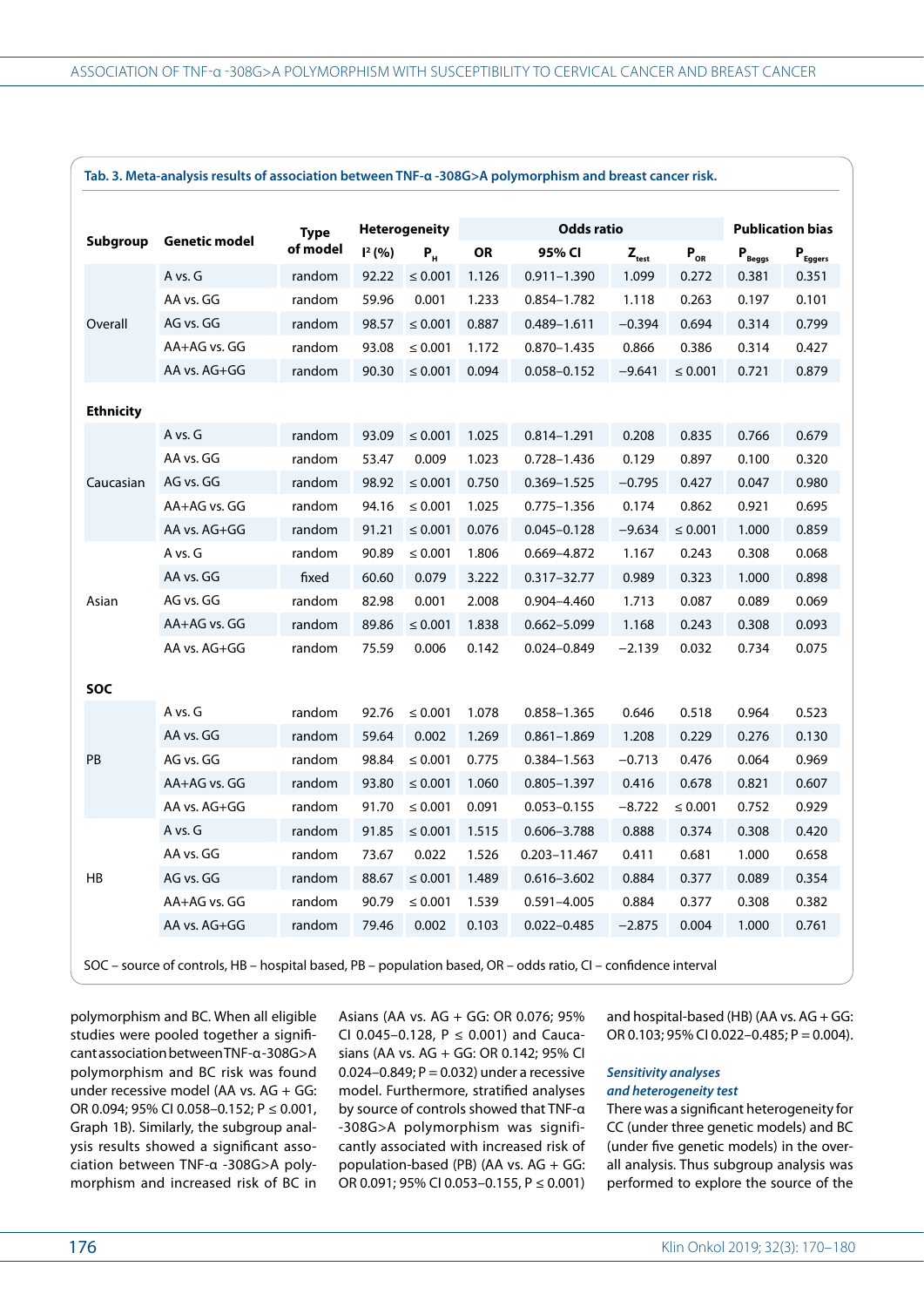**Tab. 3. Meta-analysis results of association between TNF-α -308G>A polymorphism and breast cancer risk.**

| Subgroup | Genetic model | Type of model | Heterogeneity | | Odds ratio | | | | Publication bias | |
|---|---|---|---|---|---|---|---|---|---|---|
| | | | $I^2$ (%) | $P_H$ | OR | 95% CI | $Z_{test}$ | $P_{OR}$ | $P_{Beggs}$ | $P_{Eggers}$ |
| Overall | A vs. G | random | 92.22 | ≤ 0.001 | 1.126 | 0.911–1.390 | 1.099 | 0.272 | 0.381 | 0.351 |
| | AA vs. GG | random | 59.96 | 0.001 | 1.233 | 0.854–1.782 | 1.118 | 0.263 | 0.197 | 0.101 |
| | AG vs. GG | random | 98.57 | ≤ 0.001 | 0.887 | 0.489–1.611 | −0.394 | 0.694 | 0.314 | 0.799 |
| | AA+AG vs. GG | random | 93.08 | ≤ 0.001 | 1.172 | 0.870–1.435 | 0.866 | 0.386 | 0.314 | 0.427 |
| | AA vs. AG+GG | random | 90.30 | ≤ 0.001 | 0.094 | 0.058–0.152 | −9.641 | ≤ 0.001 | 0.721 | 0.879 |
| **Ethnicity** | | | | | | | | | | |
| Caucasian | A vs. G | random | 93.09 | ≤ 0.001 | 1.025 | 0.814–1.291 | 0.208 | 0.835 | 0.766 | 0.679 |
| | AA vs. GG | random | 53.47 | 0.009 | 1.023 | 0.728–1.436 | 0.129 | 0.897 | 0.100 | 0.320 |
| | AG vs. GG | random | 98.92 | ≤ 0.001 | 0.750 | 0.369–1.525 | −0.795 | 0.427 | 0.047 | 0.980 |
| | AA+AG vs. GG | random | 94.16 | ≤ 0.001 | 1.025 | 0.775–1.356 | 0.174 | 0.862 | 0.921 | 0.695 |
| | AA vs. AG+GG | random | 91.21 | ≤ 0.001 | 0.076 | 0.045–0.128 | −9.634 | ≤ 0.001 | 1.000 | 0.859 |
| Asian | A vs. G | random | 90.89 | ≤ 0.001 | 1.806 | 0.669–4.872 | 1.167 | 0.243 | 0.308 | 0.068 |
| | AA vs. GG | fixed | 60.60 | 0.079 | 3.222 | 0.317–32.77 | 0.989 | 0.323 | 1.000 | 0.898 |
| | AG vs. GG | random | 82.98 | 0.001 | 2.008 | 0.904–4.460 | 1.713 | 0.087 | 0.089 | 0.069 |
| | AA+AG vs. GG | random | 89.86 | ≤ 0.001 | 1.838 | 0.662–5.099 | 1.168 | 0.243 | 0.308 | 0.093 |
| | AA vs. AG+GG | random | 75.59 | 0.006 | 0.142 | 0.024–0.849 | −2.139 | 0.032 | 0.734 | 0.075 |
| **SOC** | | | | | | | | | | |
| PB | A vs. G | random | 92.76 | ≤ 0.001 | 1.078 | 0.858–1.365 | 0.646 | 0.518 | 0.964 | 0.523 |
| | AA vs. GG | random | 59.64 | 0.002 | 1.269 | 0.861–1.869 | 1.208 | 0.229 | 0.276 | 0.130 |
| | AG vs. GG | random | 98.84 | ≤ 0.001 | 0.775 | 0.384–1.563 | −0.713 | 0.476 | 0.064 | 0.969 |
| | AA+AG vs. GG | random | 93.80 | ≤ 0.001 | 1.060 | 0.805–1.397 | 0.416 | 0.678 | 0.821 | 0.607 |
| | AA vs. AG+GG | random | 91.70 | ≤ 0.001 | 0.091 | 0.053–0.155 | −8.722 | ≤ 0.001 | 0.752 | 0.929 |
| HB | A vs. G | random | 91.85 | ≤ 0.001 | 1.515 | 0.606–3.788 | 0.888 | 0.374 | 0.308 | 0.420 |
| | AA vs. GG | random | 73.67 | 0.022 | 1.526 | 0.203–11.467 | 0.411 | 0.681 | 1.000 | 0.658 |
| | AG vs. GG | random | 88.67 | ≤ 0.001 | 1.489 | 0.616–3.602 | 0.884 | 0.377 | 0.089 | 0.354 |
| | AA+AG vs. GG | random | 90.79 | ≤ 0.001 | 1.539 | 0.591–4.005 | 0.884 | 0.377 | 0.308 | 0.382 |
| | AA vs. AG+GG | random | 79.46 | 0.002 | 0.103 | 0.022–0.485 | −2.875 | 0.004 | 1.000 | 0.761 |

SOC – source of controls, HB – hospital based, PB – population based, OR – odds ratio, CI – confidence interval

polymorphism and BC. When all eligible studies were pooled together a significant association between TNF-α-308G>A polymorphism and BC risk was found under recessive model (AA vs. AG + GG: OR 0.094; 95% CI 0.058–0.152; P ≤ 0.001, Graph 1B). Similarly, the subgroup analysis results showed a significant association between TNF-α -308G>A polymorphism and increased risk of BC in Asians (AA vs. AG + GG: OR 0.076; 95% CI 0.045–0.128, P ≤ 0.001) and Caucasians (AA vs. AG + GG: OR 0.142; 95% CI 0.024–0.849; P = 0.032) under a recessive model. Furthermore, stratified analyses by source of controls showed that TNF-α -308G>A polymorphism was significantly associated with increased risk of population-based (PB) (AA vs. AG + GG: OR 0.091; 95% CI 0.053–0.155, P ≤ 0.001) and hospital-based (HB) (AA vs. AG + GG: OR 0.103; 95% CI 0.022–0.485; P = 0.004).

### *Sensitivity analyses and heterogeneity test*

There was a significant heterogeneity for CC (under three genetic models) and BC (under five genetic models) in the overall analysis. Thus subgroup analysis was performed to explore the source of the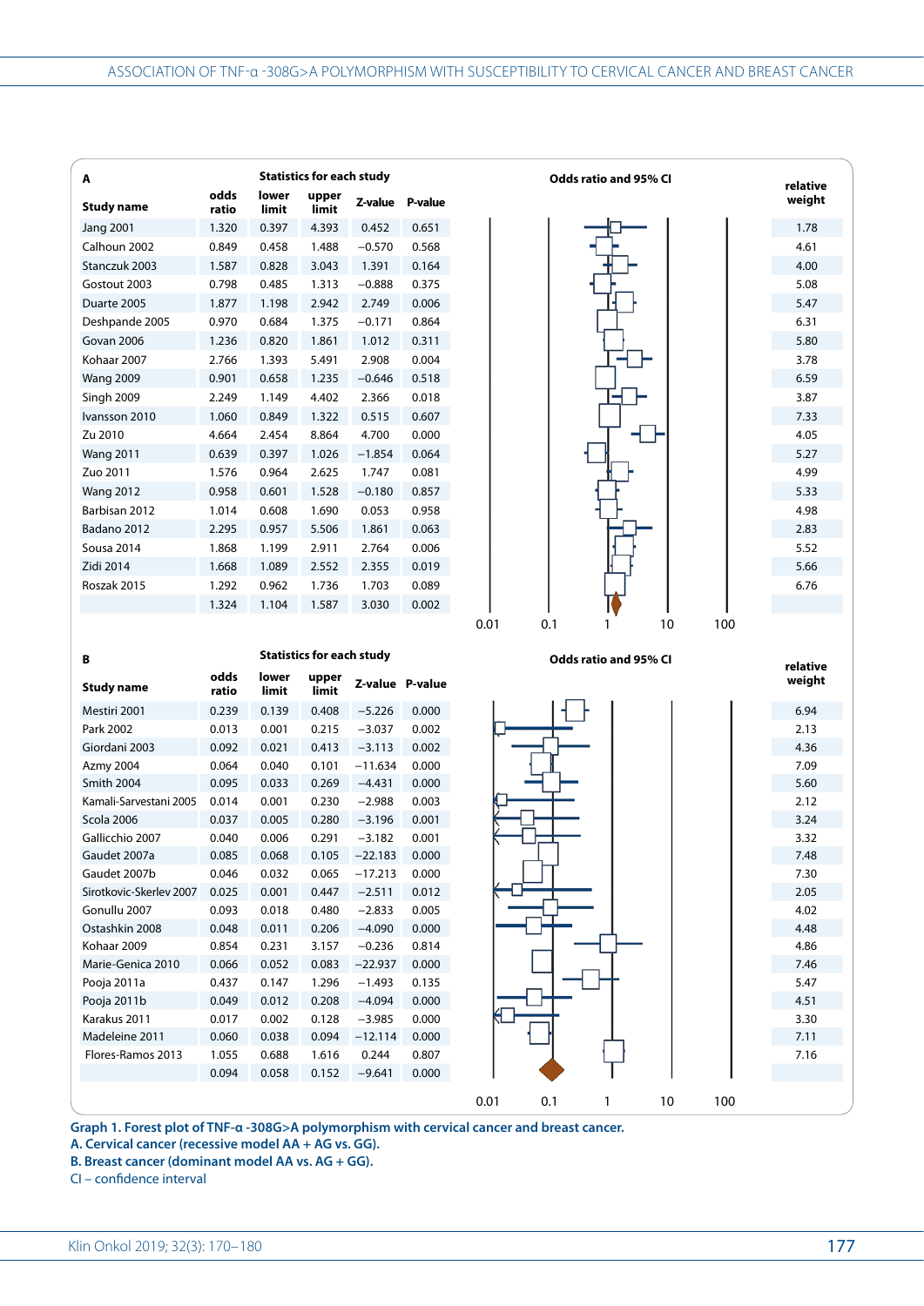**A**

| Study name | odds ratio | lower limit | upper limit | Z-value | P-value | relative weight |
|---|---|---|---|---|---|---|
| Jang 2001 | 1.320 | 0.397 | 4.393 | 0.452 | 0.651 | 1.78 |
| Calhoun 2002 | 0.849 | 0.458 | 1.488 | −0.570 | 0.568 | 4.61 |
| Stanczuk 2003 | 1.587 | 0.828 | 3.043 | 1.391 | 0.164 | 4.00 |
| Gostout 2003 | 0.798 | 0.485 | 1.313 | −0.888 | 0.375 | 5.08 |
| Duarte 2005 | 1.877 | 1.198 | 2.942 | 2.749 | 0.006 | 5.47 |
| Deshpande 2005 | 0.970 | 0.684 | 1.375 | −0.171 | 0.864 | 6.31 |
| Govan 2006 | 1.236 | 0.820 | 1.861 | 1.012 | 0.311 | 5.80 |
| Kohaar 2007 | 2.766 | 1.393 | 5.491 | 2.908 | 0.004 | 3.78 |
| Wang 2009 | 0.901 | 0.658 | 1.235 | −0.646 | 0.518 | 6.59 |
| Singh 2009 | 2.249 | 1.149 | 4.402 | 2.366 | 0.018 | 3.87 |
| Ivansson 2010 | 1.060 | 0.849 | 1.322 | 0.515 | 0.607 | 7.33 |
| Zu 2010 | 4.664 | 2.454 | 8.864 | 4.700 | 0.000 | 4.05 |
| Wang 2011 | 0.639 | 0.397 | 1.026 | −1.854 | 0.064 | 5.27 |
| Zuo 2011 | 1.576 | 0.964 | 2.625 | 1.747 | 0.081 | 4.99 |
| Wang 2012 | 0.958 | 0.601 | 1.528 | −0.180 | 0.857 | 5.33 |
| Barbisan 2012 | 1.014 | 0.608 | 1.690 | 0.053 | 0.958 | 4.98 |
| Badano 2012 | 2.295 | 0.957 | 5.506 | 1.861 | 0.063 | 2.83 |
| Sousa 2014 | 1.868 | 1.199 | 2.911 | 2.764 | 0.006 | 5.52 |
| Zidi 2014 | 1.668 | 1.089 | 2.552 | 2.355 | 0.019 | 5.66 |
| Roszak 2015 | 1.292 | 0.962 | 1.736 | 1.703 | 0.089 | 6.76 |
| | 1.324 | 1.104 | 1.587 | 3.030 | 0.002 | |

Odds ratio and 95% CI (axis: 0.01, 0.1, 1, 10, 100)

**B**

| Study name | odds ratio | lower limit | upper limit | Z-value | P-value | relative weight |
|---|---|---|---|---|---|---|
| Mestiri 2001 | 0.239 | 0.139 | 0.408 | −5.226 | 0.000 | 6.94 |
| Park 2002 | 0.013 | 0.001 | 0.215 | −3.037 | 0.002 | 2.13 |
| Giordani 2003 | 0.092 | 0.021 | 0.413 | −3.113 | 0.002 | 4.36 |
| Azmy 2004 | 0.064 | 0.040 | 0.101 | −11.634 | 0.000 | 7.09 |
| Smith 2004 | 0.095 | 0.033 | 0.269 | −4.431 | 0.000 | 5.60 |
| Kamali-Sarvestani 2005 | 0.014 | 0.001 | 0.230 | −2.988 | 0.003 | 2.12 |
| Scola 2006 | 0.037 | 0.005 | 0.280 | −3.196 | 0.001 | 3.24 |
| Gallicchio 2007 | 0.040 | 0.006 | 0.291 | −3.182 | 0.001 | 3.32 |
| Gaudet 2007a | 0.085 | 0.068 | 0.105 | −22.183 | 0.000 | 7.48 |
| Gaudet 2007b | 0.046 | 0.032 | 0.065 | −17.213 | 0.000 | 7.30 |
| Sirotkovic-Skerlev 2007 | 0.025 | 0.001 | 0.447 | −2.511 | 0.012 | 2.05 |
| Gonullu 2007 | 0.093 | 0.018 | 0.480 | −2.833 | 0.005 | 4.02 |
| Ostashkin 2008 | 0.048 | 0.011 | 0.206 | −4.090 | 0.000 | 4.48 |
| Kohaar 2009 | 0.854 | 0.231 | 3.157 | −0.236 | 0.814 | 4.86 |
| Marie-Genica 2010 | 0.066 | 0.052 | 0.083 | −22.937 | 0.000 | 7.46 |
| Pooja 2011a | 0.437 | 0.147 | 1.296 | −1.493 | 0.135 | 5.47 |
| Pooja 2011b | 0.049 | 0.012 | 0.208 | −4.094 | 0.000 | 4.51 |
| Karakus 2011 | 0.017 | 0.002 | 0.128 | −3.985 | 0.000 | 3.30 |
| Madeleine 2011 | 0.060 | 0.038 | 0.094 | −12.114 | 0.000 | 7.11 |
| Flores-Ramos 2013 | 1.055 | 0.688 | 1.616 | 0.244 | 0.807 | 7.16 |
| | 0.094 | 0.058 | 0.152 | −9.641 | 0.000 | |

Odds ratio and 95% CI (axis: 0.01, 0.1, 1, 10, 100)

**Graph 1. Forest plot of TNF-α -308G>A polymorphism with cervical cancer and breast cancer.**
**A. Cervical cancer (recessive model AA + AG vs. GG).**
**B. Breast cancer (dominant model AA vs. AG + GG).**
CI – confidence interval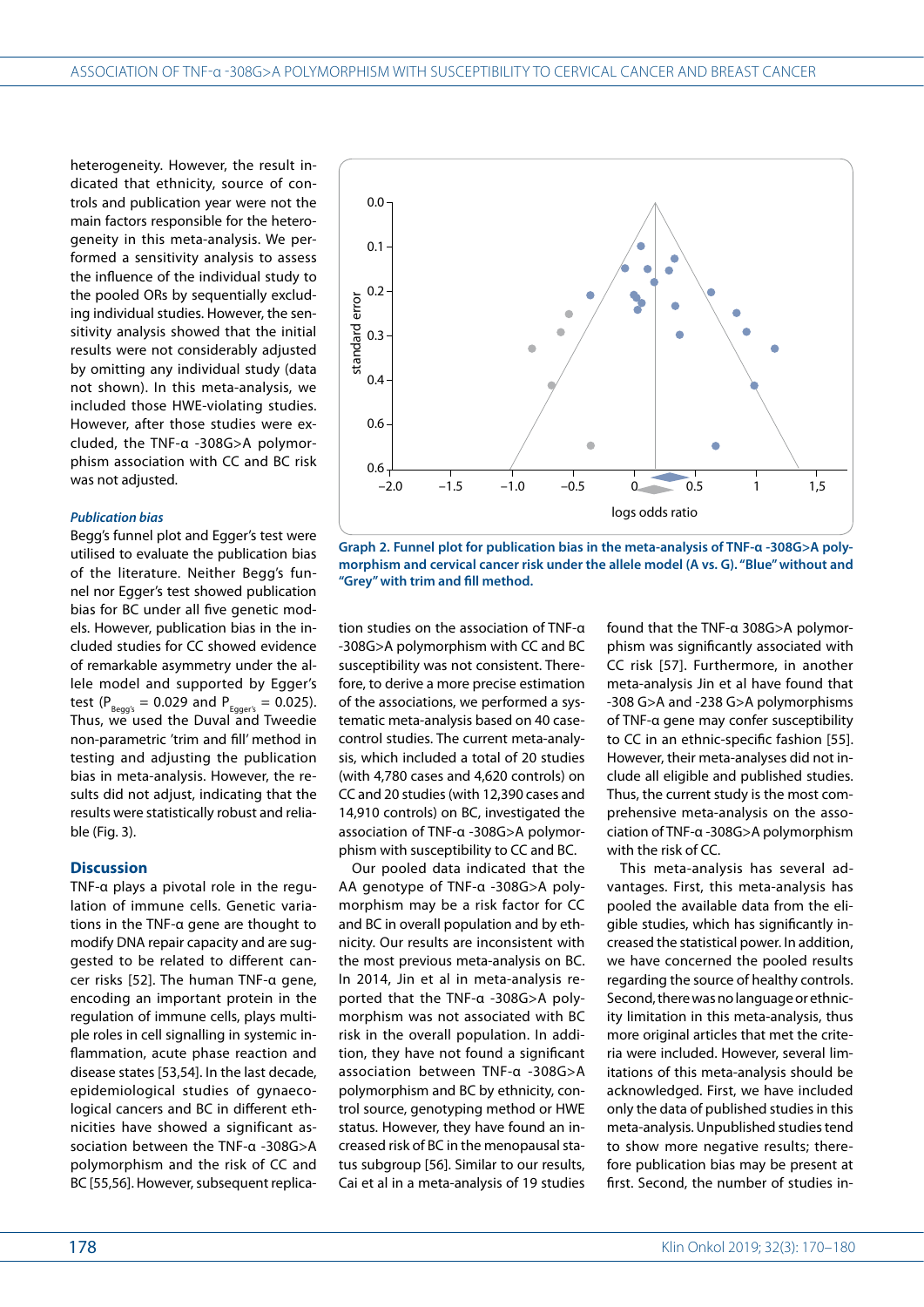heterogeneity. However, the result indicated that ethnicity, source of controls and publication year were not the main factors responsible for the heterogeneity in this meta-analysis. We performed a sensitivity analysis to assess the influence of the individual study to the pooled ORs by sequentially excluding individual studies. However, the sensitivity analysis showed that the initial results were not considerably adjusted by omitting any individual study (data not shown). In this meta-analysis, we included those HWE-violating studies. However, after those studies were excluded, the TNF-α -308G>A polymorphism association with CC and BC risk was not adjusted.

### *Publication bias*

Begg's funnel plot and Egger's test were utilised to evaluate the publication bias of the literature. Neither Begg's funnel nor Egger's test showed publication bias for BC under all five genetic models. However, publication bias in the included studies for CC showed evidence of remarkable asymmetry under the allele model and supported by Egger's test ($P_{Begg's}$ = 0.029 and $P_{Egger's}$ = 0.025). Thus, we used the Duval and Tweedie non-parametric 'trim and fill' method in testing and adjusting the publication bias in meta-analysis. However, the results did not adjust, indicating that the results were statistically robust and reliable (Fig. 3).

**Graph 2. Funnel plot for publication bias in the meta-analysis of TNF-α -308G>A polymorphism and cervical cancer risk under the allele model (A vs. G). "Blue" without and "Grey" with trim and fill method.**

## Discussion

TNF-α plays a pivotal role in the regulation of immune cells. Genetic variations in the TNF-α gene are thought to modify DNA repair capacity and are suggested to be related to different cancer risks [52]. The human TNF-α gene, encoding an important protein in the regulation of immune cells, plays multiple roles in cell signalling in systemic inflammation, acute phase reaction and disease states [53,54]. In the last decade, epidemiological studies of gynaecological cancers and BC in different ethnicities have showed a significant association between the TNF-α -308G>A polymorphism and the risk of CC and BC [55,56]. However, subsequent replication studies on the association of TNF-α -308G>A polymorphism with CC and BC susceptibility was not consistent. Therefore, to derive a more precise estimation of the associations, we performed a systematic meta-analysis based on 40 case-control studies. The current meta-analysis, which included a total of 20 studies (with 4,780 cases and 4,620 controls) on CC and 20 studies (with 12,390 cases and 14,910 controls) on BC, investigated the association of TNF-α -308G>A polymorphism with susceptibility to CC and BC.

Our pooled data indicated that the AA genotype of TNF-α -308G>A polymorphism may be a risk factor for CC and BC in overall population and by ethnicity. Our results are inconsistent with the most previous meta-analysis on BC. In 2014, Jin et al in meta-analysis reported that the TNF-α -308G>A polymorphism was not associated with BC risk in the overall population. In addition, they have not found a significant association between TNF-α -308G>A polymorphism and BC by ethnicity, control source, genotyping method or HWE status. However, they have found an increased risk of BC in the menopausal status subgroup [56]. Similar to our results, Cai et al in a meta-analysis of 19 studies found that the TNF-α 308G>A polymorphism was significantly associated with CC risk [57]. Furthermore, in another meta-analysis Jin et al have found that -308 G>A and -238 G>A polymorphisms of TNF-α gene may confer susceptibility to CC in an ethnic-specific fashion [55]. However, their meta-analyses did not include all eligible and published studies. Thus, the current study is the most comprehensive meta-analysis on the association of TNF-α -308G>A polymorphism with the risk of CC.

This meta-analysis has several advantages. First, this meta-analysis has pooled the available data from the eligible studies, which has significantly increased the statistical power. In addition, we have concerned the pooled results regarding the source of healthy controls. Second, there was no language or ethnicity limitation in this meta-analysis, thus more original articles that met the criteria were included. However, several limitations of this meta-analysis should be acknowledged. First, we have included only the data of published studies in this meta-analysis. Unpublished studies tend to show more negative results; therefore publication bias may be present at first. Second, the number of studies in-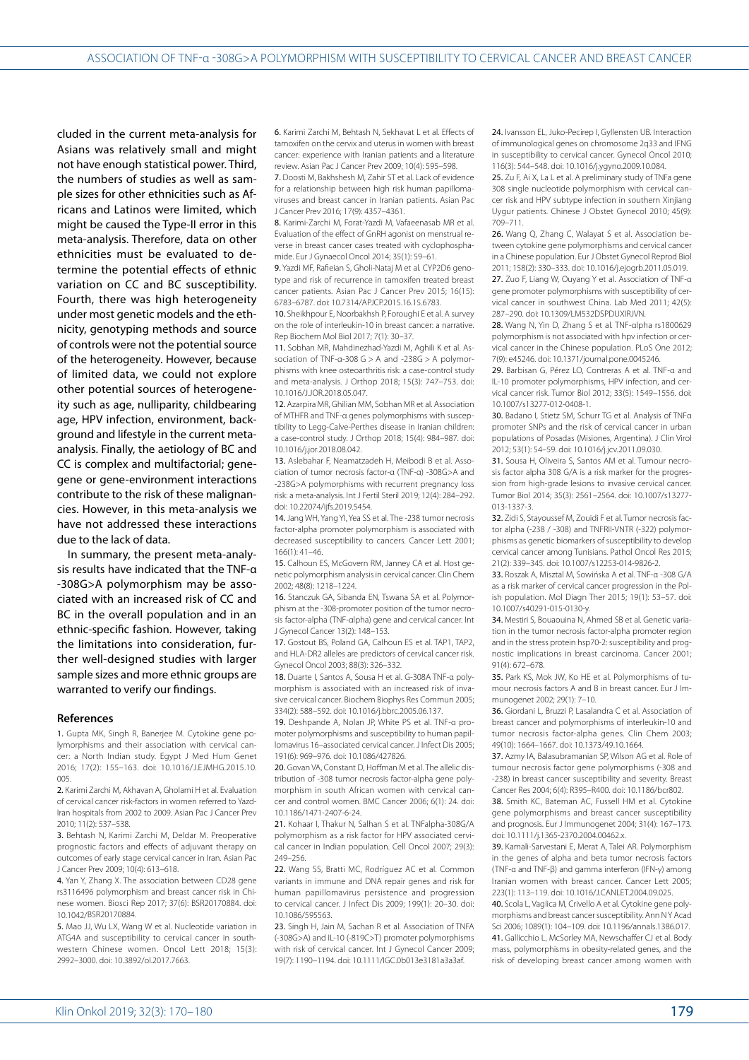cluded in the current meta-analysis for Asians was relatively small and might not have enough statistical power. Third, the numbers of studies as well as sample sizes for other ethnicities such as Africans and Latinos were limited, which might be caused the Type-II error in this meta-analysis. Therefore, data on other ethnicities must be evaluated to determine the potential effects of ethnic variation on CC and BC susceptibility. Fourth, there was high heterogeneity under most genetic models and the ethnicity, genotyping methods and source of controls were not the potential source of the heterogeneity. However, because of limited data, we could not explore other potential sources of heterogeneity such as age, nulliparity, childbearing age, HPV infection, environment, background and lifestyle in the current meta-analysis. Finally, the aetiology of BC and CC is complex and multifactorial; gene-gene or gene-environment interactions contribute to the risk of these malignancies. However, in this meta-analysis we have not addressed these interactions due to the lack of data.

In summary, the present meta-analysis results have indicated that the TNF-α -308G>A polymorphism may be associated with an increased risk of CC and BC in the overall population and in an ethnic-specific fashion. However, taking the limitations into consideration, further well-designed studies with larger sample sizes and more ethnic groups are warranted to verify our findings.

## References

1. Gupta MK, Singh R, Banerjee M. Cytokine gene polymorphisms and their association with cervical cancer: a North Indian study. Egypt J Med Hum Genet 2016; 17(2): 155–163. doi: 10.1016/J.EJMHG.2015.10.005.
2. Karimi Zarchi M, Akhavan A, Gholami H et al. Evaluation of cervical cancer risk-factors in women referred to Yazd-Iran hospitals from 2002 to 2009. Asian Pac J Cancer Prev 2010; 11(2): 537–538.
3. Behtash N, Karimi Zarchi M, Deldar M. Preoperative prognostic factors and effects of adjuvant therapy on outcomes of early stage cervical cancer in Iran. Asian Pac J Cancer Prev 2009; 10(4): 613–618.
4. Yan Y, Zhang X. The association between CD28 gene rs3116496 polymorphism and breast cancer risk in Chinese women. Biosci Rep 2017; 37(6): BSR20170884. doi: 10.1042/BSR20170884.
5. Mao JJ, Wu LX, Wang W et al. Nucleotide variation in ATG4A and susceptibility to cervical cancer in southwestern Chinese women. Oncol Lett 2018; 15(3): 2992–3000. doi: 10.3892/ol.2017.7663.
6. Karimi Zarchi M, Behtash N, Sekhavat L et al. Effects of tamoxifen on the cervix and uterus in women with breast cancer: experience with Iranian patients and a literature review. Asian Pac J Cancer Prev 2009; 10(4): 595–598.
7. Doosti M, Bakhshesh M, Zahir ST et al. Lack of evidence for a relationship between high risk human papillomaviruses and breast cancer in Iranian patients. Asian Pac J Cancer Prev 2016; 17(9): 4357–4361.
8. Karimi-Zarchi M, Forat-Yazdi M, Vafaeenasab MR et al. Evaluation of the effect of GnRH agonist on menstrual reverse in breast cancer cases treated with cyclophosphamide. Eur J Gynaecol Oncol 2014; 35(1): 59–61.
9. Yazdi MF, Rafieian S, Gholi-Nataj M et al. CYP2D6 genotype and risk of recurrence in tamoxifen treated breast cancer patients. Asian Pac J Cancer Prev 2015; 16(15): 6783–6787. doi: 10.7314/APJCP.2015.16.15.6783.
10. Sheikhpour E, Noorbakhsh P, Foroughi E et al. A survey on the role of interleukin-10 in breast cancer: a narrative. Rep Biochem Mol Biol 2017; 7(1): 30–37.
11. Sobhan MR, Mahdinezhad-Yazdi M, Aghili K et al. Association of TNF-α-308 G > A and -238G > A polymorphisms with knee osteoarthritis risk: a case-control study and meta-analysis. J Orthop 2018; 15(3): 747–753. doi: 10.1016/J.JOR.2018.05.047.
12. Azarpira MR, Ghilian MM, Sobhan MR et al. Association of MTHFR and TNF-α genes polymorphisms with susceptibility to Legg-Calve-Perthes disease in Iranian children: a case-control study. J Orthop 2018; 15(4): 984–987. doi: 10.1016/j.jor.2018.08.042.
13. Aslebahar F, Neamatzadeh H, Meibodi B et al. Association of tumor necrosis factor-α (TNF-α) -308G>A and -238G>A polymorphisms with recurrent pregnancy loss risk: a meta-analysis. Int J Fertil Steril 2019; 12(4): 284–292. doi: 10.22074/ijfs.2019.5454.
14. Jang WH, Yang YI, Yea SS et al. The -238 tumor necrosis factor-alpha promoter polymorphism is associated with decreased susceptibility to cancers. Cancer Lett 2001; 166(1): 41–46.
15. Calhoun ES, McGovern RM, Janney CA et al. Host genetic polymorphism analysis in cervical cancer. Clin Chem 2002; 48(8): 1218–1224.
16. Stanczuk GA, Sibanda EN, Tswana SA et al. Polymorphism at the -308-promoter position of the tumor necrosis factor-alpha (TNF-alpha) gene and cervical cancer. Int J Gynecol Cancer 13(2): 148–153.
17. Gostout BS, Poland GA, Calhoun ES et al. TAP1, TAP2, and HLA-DR2 alleles are predictors of cervical cancer risk. Gynecol Oncol 2003; 88(3): 326–332.
18. Duarte I, Santos A, Sousa H et al. G-308A TNF-α polymorphism is associated with an increased risk of invasive cervical cancer. Biochem Biophys Res Commun 2005; 334(2): 588–592. doi: 10.1016/j.bbrc.2005.06.137.
19. Deshpande A, Nolan JP, White PS et al. TNF-α promoter polymorphisms and susceptibility to human papillomavirus 16–associated cervical cancer. J Infect Dis 2005; 191(6): 969–976. doi: 10.1086/427826.
20. Govan VA, Constant D, Hoffman M et al. The allelic distribution of -308 tumor necrosis factor-alpha gene polymorphism in south African women with cervical cancer and control women. BMC Cancer 2006; 6(1): 24. doi: 10.1186/1471-2407-6-24.
21. Kohaar I, Thakur N, Salhan S et al. TNFalpha-308G/A polymorphism as a risk factor for HPV associated cervical cancer in Indian population. Cell Oncol 2007; 29(3): 249–256.
22. Wang SS, Bratti MC, Rodríguez AC et al. Common variants in immune and DNA repair genes and risk for human papillomavirus persistence and progression to cervical cancer. J Infect Dis 2009; 199(1): 20–30. doi: 10.1086/595563.
23. Singh H, Jain M, Sachan R et al. Association of TNFA (-308G>A) and IL-10 (-819C>T) promoter polymorphisms with risk of cervical cancer. Int J Gynecol Cancer 2009; 19(7): 1190–1194. doi: 10.1111/IGC.0b013e3181a3a3af.
24. Ivansson EL, Juko-Pecirep I, Gyllensten UB. Interaction of immunological genes on chromosome 2q33 and IFNG in susceptibility to cervical cancer. Gynecol Oncol 2010; 116(3): 544–548. doi: 10.1016/j.ygyno.2009.10.084.
25. Zu F, Ai X, La L et al. A preliminary study of TNFa gene 308 single nucleotide polymorphism with cervical cancer risk and HPV subtype infection in southern Xinjiang Uygur patients. Chinese J Obstet Gynecol 2010; 45(9): 709–711.
26. Wang Q, Zhang C, Walayat S et al. Association between cytokine gene polymorphisms and cervical cancer in a Chinese population. Eur J Obstet Gynecol Reprod Biol 2011; 158(2): 330–333. doi: 10.1016/j.ejogrb.2011.05.019.
27. Zuo F, Liang W, Ouyang Y et al. Association of TNF-α gene promoter polymorphisms with susceptibility of cervical cancer in southwest China. Lab Med 2011; 42(5): 287–290. doi: 10.1309/LM532DSPDUXIRJVN.
28. Wang N, Yin D, Zhang S et al. TNF-alpha rs1800629 polymorphism is not associated with hpv infection or cervical cancer in the Chinese population. PLoS One 2012; 7(9): e45246. doi: 10.1371/journal.pone.0045246.
29. Barbisan G, Pérez LO, Contreras A et al. TNF-α and IL-10 promoter polymorphisms, HPV infection, and cervical cancer risk. Tumor Biol 2012; 33(5): 1549–1556. doi: 10.1007/s13277-012-0408-1.
30. Badano I, Stietz SM, Schurr TG et al. Analysis of TNFα promoter SNPs and the risk of cervical cancer in urban populations of Posadas (Misiones, Argentina). J Clin Virol 2012; 53(1): 54–59. doi: 10.1016/j.jcv.2011.09.030.
31. Sousa H, Oliveira S, Santos AM et al. Tumour necrosis factor alpha 308 G/A is a risk marker for the progression from high-grade lesions to invasive cervical cancer. Tumor Biol 2014; 35(3): 2561–2564. doi: 10.1007/s13277-013-1337-3.
32. Zidi S, Stayoussef M, Zouidi F et al. Tumor necrosis factor alpha (-238 / -308) and TNFRII-VNTR (-322) polymorphisms as genetic biomarkers of susceptibility to develop cervical cancer among Tunisians. Pathol Oncol Res 2015; 21(2): 339–345. doi: 10.1007/s12253-014-9826-2.
33. Roszak A, Misztal M, Sowińska A et al. TNF-α -308 G/A as a risk marker of cervical cancer progression in the Polish population. Mol Diagn Ther 2015; 19(1): 53–57. doi: 10.1007/s40291-015-0130-y.
34. Mestiri S, Bouaouina N, Ahmed SB et al. Genetic variation in the tumor necrosis factor-alpha promoter region and in the stress protein hsp70-2: susceptibility and prognostic implications in breast carcinoma. Cancer 2001; 91(4): 672–678.
35. Park KS, Mok JW, Ko HE et al. Polymorphisms of tumour necrosis factors A and B in breast cancer. Eur J Immunogenet 2002; 29(1): 7–10.
36. Giordani L, Bruzzi P, Lasalandra C et al. Association of breast cancer and polymorphisms of interleukin-10 and tumor necrosis factor-alpha genes. Clin Chem 2003; 49(10): 1664–1667. doi: 10.1373/49.10.1664.
37. Azmy IA, Balasubramanian SP, Wilson AG et al. Role of tumour necrosis factor gene polymorphisms (-308 and -238) in breast cancer susceptibility and severity. Breast Cancer Res 2004; 6(4): R395–R400. doi: 10.1186/bcr802.
38. Smith KC, Bateman AC, Fussell HM et al. Cytokine gene polymorphisms and breast cancer susceptibility and prognosis. Eur J Immunogenet 2004; 31(4): 167–173. doi: 10.1111/j.1365-2370.2004.00462.x.
39. Kamali-Sarvestani E, Merat A, Talei AR. Polymorphism in the genes of alpha and beta tumor necrosis factors (TNF-α and TNF-β) and gamma interferon (IFN-γ) among Iranian women with breast cancer. Cancer Lett 2005; 223(1): 113–119. doi: 10.1016/J.CANLET.2004.09.025.
40. Scola L, Vaglica M, Crivello A et al. Cytokine gene polymorphisms and breast cancer susceptibility. Ann N Y Acad Sci 2006; 1089(1): 104–109. doi: 10.1196/annals.1386.017.
41. Gallicchio L, McSorley MA, Newschaffer CJ et al. Body mass, polymorphisms in obesity-related genes, and the risk of developing breast cancer among women with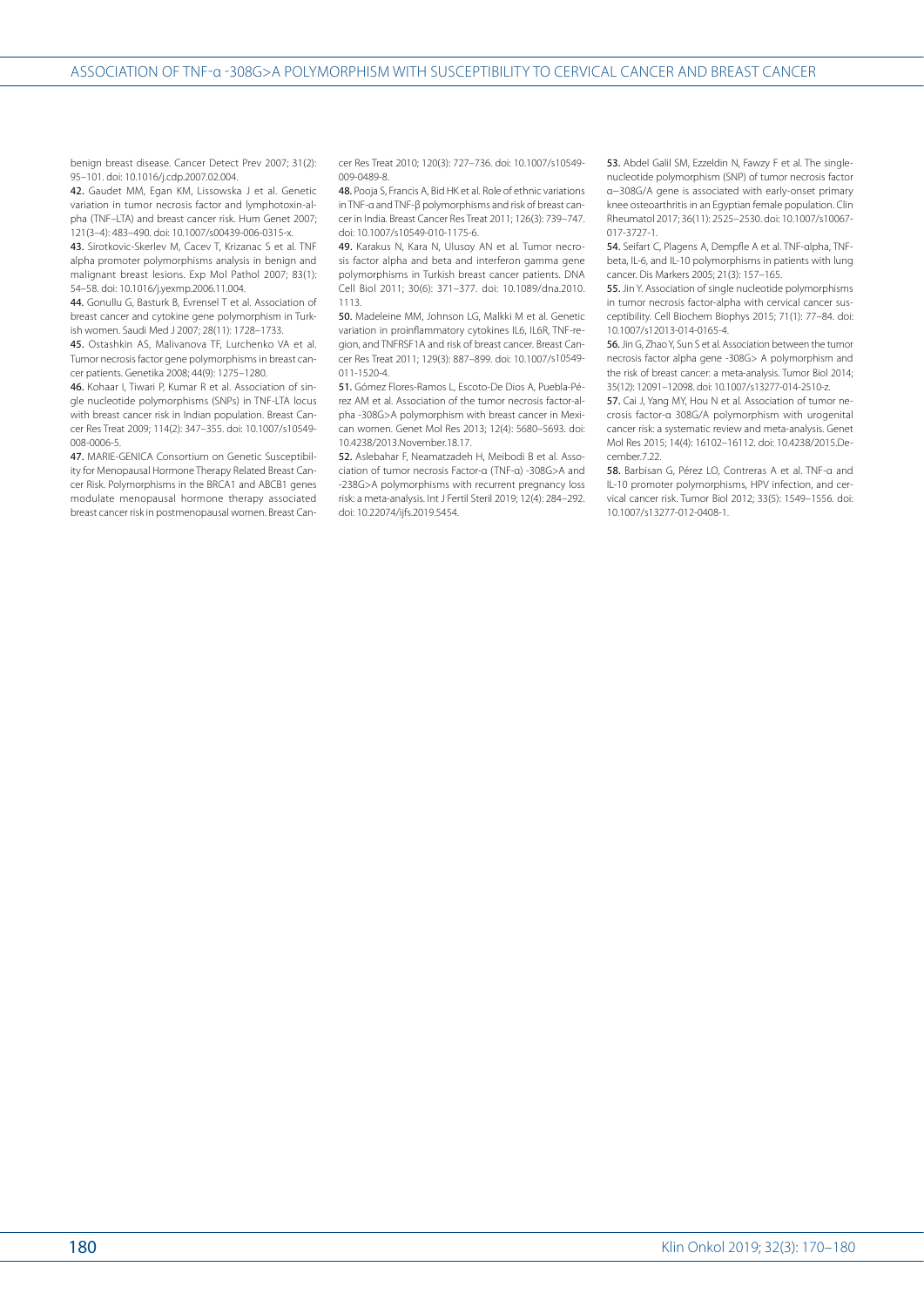benign breast disease. Cancer Detect Prev 2007; 31(2): 95–101. doi: 10.1016/j.cdp.2007.02.004.

42. Gaudet MM, Egan KM, Lissowska J et al. Genetic variation in tumor necrosis factor and lymphotoxin-alpha (TNF–LTA) and breast cancer risk. Hum Genet 2007; 121(3–4): 483–490. doi: 10.1007/s00439-006-0315-x.

43. Sirotkovic-Skerlev M, Cacev T, Krizanac S et al. TNF alpha promoter polymorphisms analysis in benign and malignant breast lesions. Exp Mol Pathol 2007; 83(1): 54–58. doi: 10.1016/j.yexmp.2006.11.004.

44. Gonullu G, Basturk B, Evrensel T et al. Association of breast cancer and cytokine gene polymorphism in Turkish women. Saudi Med J 2007; 28(11): 1728–1733.

45. Ostashkin AS, Malivanova TF, Lurchenko VA et al. Tumor necrosis factor gene polymorphisms in breast cancer patients. Genetika 2008; 44(9): 1275–1280.

46. Kohaar I, Tiwari P, Kumar R et al. Association of single nucleotide polymorphisms (SNPs) in TNF-LTA locus with breast cancer risk in Indian population. Breast Cancer Res Treat 2009; 114(2): 347–355. doi: 10.1007/s10549-008-0006-5.

47. MARIE-GENICA Consortium on Genetic Susceptibility for Menopausal Hormone Therapy Related Breast Cancer Risk. Polymorphisms in the BRCA1 and ABCB1 genes modulate menopausal hormone therapy associated breast cancer risk in postmenopausal women. Breast Cancer Res Treat 2010; 120(3): 727–736. doi: 10.1007/s10549-009-0489-8.

48. Pooja S, Francis A, Bid HK et al. Role of ethnic variations in TNF-α and TNF-β polymorphisms and risk of breast cancer in India. Breast Cancer Res Treat 2011; 126(3): 739–747. doi: 10.1007/s10549-010-1175-6.

49. Karakus N, Kara N, Ulusoy AN et al. Tumor necrosis factor alpha and beta and interferon gamma gene polymorphisms in Turkish breast cancer patients. DNA Cell Biol 2011; 30(6): 371–377. doi: 10.1089/dna.2010.1113.

50. Madeleine MM, Johnson LG, Malkki M et al. Genetic variation in proinflammatory cytokines IL6, IL6R, TNF-region, and TNFRSF1A and risk of breast cancer. Breast Cancer Res Treat 2011; 129(3): 887–899. doi: 10.1007/s10549-011-1520-4.

51. Gómez Flores-Ramos L, Escoto-De Dios A, Puebla-Pérez AM et al. Association of the tumor necrosis factor-alpha -308G>A polymorphism with breast cancer in Mexican women. Genet Mol Res 2013; 12(4): 5680–5693. doi: 10.4238/2013.November.18.17.

52. Aslebahar F, Neamatzadeh H, Meibodi B et al. Association of tumor necrosis Factor-α (TNF-α) -308G>A and -238G>A polymorphisms with recurrent pregnancy loss risk: a meta-analysis. Int J Fertil Steril 2019; 12(4): 284–292. doi: 10.22074/ijfs.2019.5454.

53. Abdel Galil SM, Ezzeldin N, Fawzy F et al. The single-nucleotide polymorphism (SNP) of tumor necrosis factor α−308G/A gene is associated with early-onset primary knee osteoarthritis in an Egyptian female population. Clin Rheumatol 2017; 36(11): 2525–2530. doi: 10.1007/s10067-017-3727-1.

54. Seifart C, Plagens A, Dempfle A et al. TNF-alpha, TNF-beta, IL-6, and IL-10 polymorphisms in patients with lung cancer. Dis Markers 2005; 21(3): 157–165.

55. Jin Y. Association of single nucleotide polymorphisms in tumor necrosis factor-alpha with cervical cancer susceptibility. Cell Biochem Biophys 2015; 71(1): 77–84. doi: 10.1007/s12013-014-0165-4.

56. Jin G, Zhao Y, Sun S et al. Association between the tumor necrosis factor alpha gene -308G> A polymorphism and the risk of breast cancer: a meta-analysis. Tumor Biol 2014; 35(12): 12091–12098. doi: 10.1007/s13277-014-2510-z.

57. Cai J, Yang MY, Hou N et al. Association of tumor necrosis factor-α 308G/A polymorphism with urogenital cancer risk: a systematic review and meta-analysis. Genet Mol Res 2015; 14(4): 16102–16112. doi: 10.4238/2015.December.7.22.

58. Barbisan G, Pérez LO, Contreras A et al. TNF-α and IL-10 promoter polymorphisms, HPV infection, and cervical cancer risk. Tumor Biol 2012; 33(5): 1549–1556. doi: 10.1007/s13277-012-0408-1.